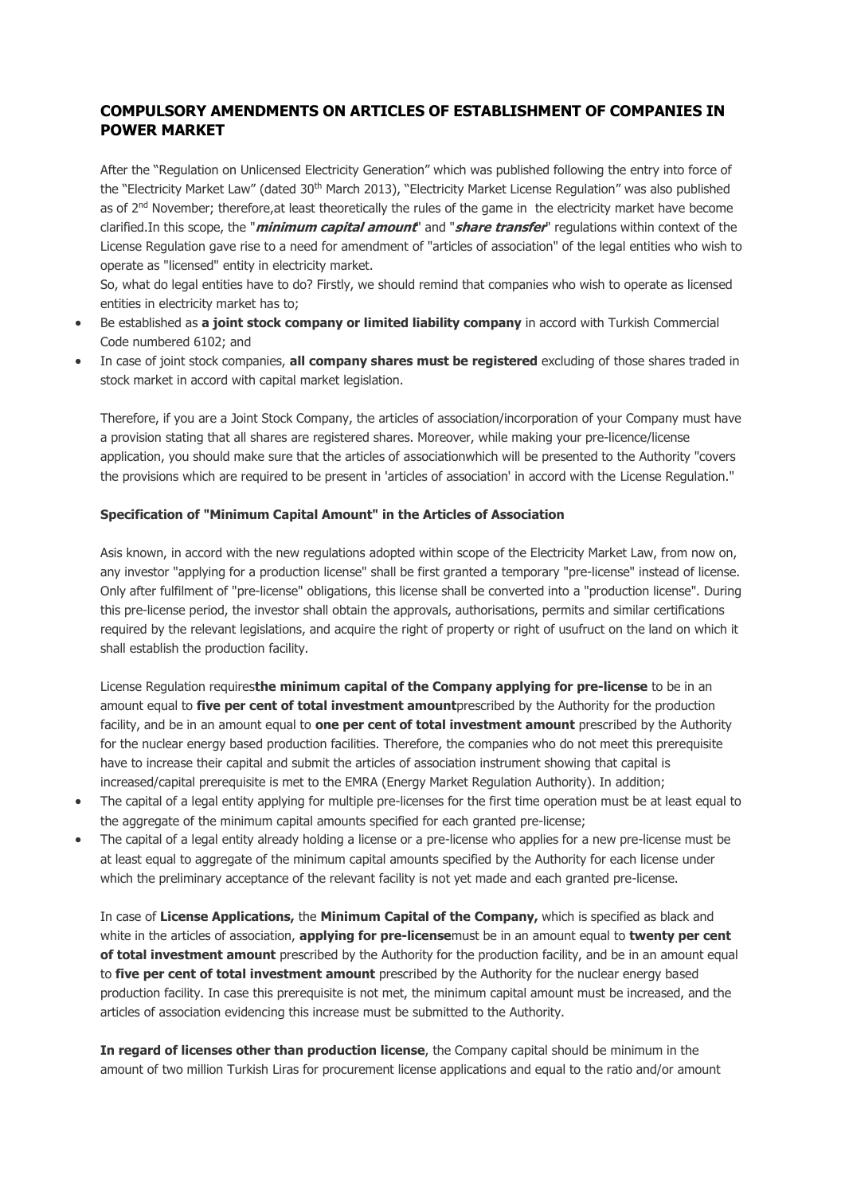## COMPULSORY AMENDMENTS ON ARTICLES OF ESTABLISHMENT OF COMPANIES IN POWER MARKET

After the "Regulation on Unlicensed Electricity Generation" which was published following the entry into force of the "Electricity Market Law" (dated 30th March 2013), "Electricity Market License Regulation" was also published as of 2nd November; therefore,at least theoretically the rules of the game in the electricity market have become clarified.In this scope, the "***minimum capital amount***" and "***share transfer***" regulations within context of the License Regulation gave rise to a need for amendment of "articles of association" of the legal entities who wish to operate as "licensed" entity in electricity market.

So, what do legal entities have to do? Firstly, we should remind that companies who wish to operate as licensed entities in electricity market has to;

- Be established as **a joint stock company or limited liability company** in accord with Turkish Commercial Code numbered 6102; and
- In case of joint stock companies, **all company shares must be registered** excluding of those shares traded in stock market in accord with capital market legislation.

Therefore, if you are a Joint Stock Company, the articles of association/incorporation of your Company must have a provision stating that all shares are registered shares. Moreover, while making your pre-licence/license application, you should make sure that the articles of associationwhich will be presented to the Authority "covers the provisions which are required to be present in 'articles of association' in accord with the License Regulation."

**Specification of "Minimum Capital Amount" in the Articles of Association**

Asis known, in accord with the new regulations adopted within scope of the Electricity Market Law, from now on, any investor "applying for a production license" shall be first granted a temporary "pre-license" instead of license. Only after fulfilment of "pre-license" obligations, this license shall be converted into a "production license". During this pre-license period, the investor shall obtain the approvals, authorisations, permits and similar certifications required by the relevant legislations, and acquire the right of property or right of usufruct on the land on which it shall establish the production facility.

License Regulation requires**the minimum capital of the Company applying for pre-license** to be in an amount equal to **five per cent of total investment amount**prescribed by the Authority for the production facility, and be in an amount equal to **one per cent of total investment amount** prescribed by the Authority for the nuclear energy based production facilities. Therefore, the companies who do not meet this prerequisite have to increase their capital and submit the articles of association instrument showing that capital is increased/capital prerequisite is met to the EMRA (Energy Market Regulation Authority). In addition;

- The capital of a legal entity applying for multiple pre-licenses for the first time operation must be at least equal to the aggregate of the minimum capital amounts specified for each granted pre-license;
- The capital of a legal entity already holding a license or a pre-license who applies for a new pre-license must be at least equal to aggregate of the minimum capital amounts specified by the Authority for each license under which the preliminary acceptance of the relevant facility is not yet made and each granted pre-license.

In case of **License Applications,** the **Minimum Capital of the Company,** which is specified as black and white in the articles of association, **applying for pre-license**must be in an amount equal to **twenty per cent of total investment amount** prescribed by the Authority for the production facility, and be in an amount equal to **five per cent of total investment amount** prescribed by the Authority for the nuclear energy based production facility. In case this prerequisite is not met, the minimum capital amount must be increased, and the articles of association evidencing this increase must be submitted to the Authority.

**In regard of licenses other than production license**, the Company capital should be minimum in the amount of two million Turkish Liras for procurement license applications and equal to the ratio and/or amount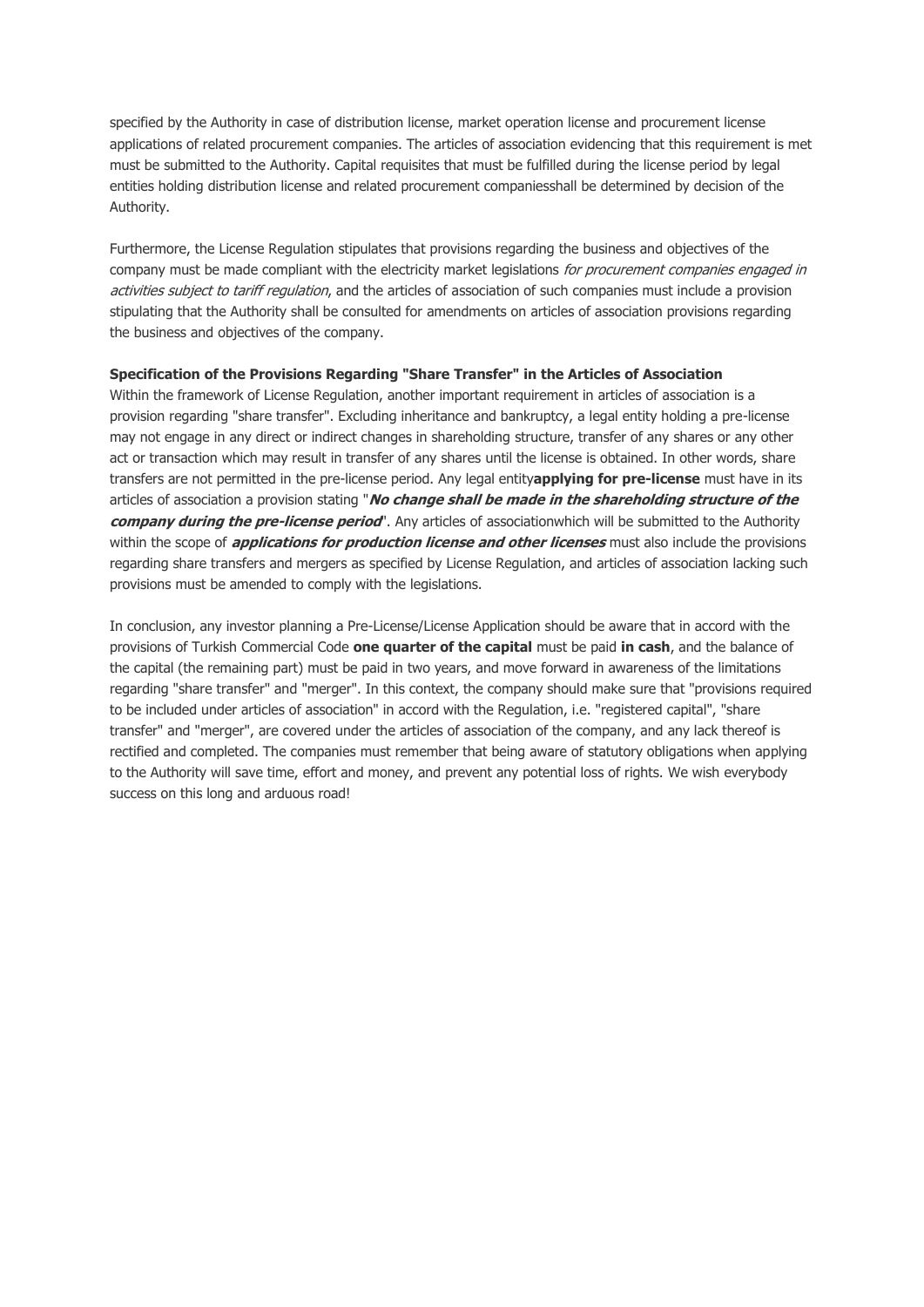specified by the Authority in case of distribution license, market operation license and procurement license applications of related procurement companies. The articles of association evidencing that this requirement is met must be submitted to the Authority. Capital requisites that must be fulfilled during the license period by legal entities holding distribution license and related procurement companiesshall be determined by decision of the Authority.

Furthermore, the License Regulation stipulates that provisions regarding the business and objectives of the company must be made compliant with the electricity market legislations *for procurement companies engaged in activities subject to tariff regulation*, and the articles of association of such companies must include a provision stipulating that the Authority shall be consulted for amendments on articles of association provisions regarding the business and objectives of the company.

**Specification of the Provisions Regarding "Share Transfer" in the Articles of Association**

Within the framework of License Regulation, another important requirement in articles of association is a provision regarding "share transfer". Excluding inheritance and bankruptcy, a legal entity holding a pre-license may not engage in any direct or indirect changes in shareholding structure, transfer of any shares or any other act or transaction which may result in transfer of any shares until the license is obtained. In other words, share transfers are not permitted in the pre-license period. Any legal entity**applying for pre-license** must have in its articles of association a provision stating "***No change shall be made in the shareholding structure of the company during the pre-license period***". Any articles of associationwhich will be submitted to the Authority within the scope of ***applications for production license and other licenses*** must also include the provisions regarding share transfers and mergers as specified by License Regulation, and articles of association lacking such provisions must be amended to comply with the legislations.

In conclusion, any investor planning a Pre-License/License Application should be aware that in accord with the provisions of Turkish Commercial Code **one quarter of the capital** must be paid **in cash**, and the balance of the capital (the remaining part) must be paid in two years, and move forward in awareness of the limitations regarding "share transfer" and "merger". In this context, the company should make sure that "provisions required to be included under articles of association" in accord with the Regulation, i.e. "registered capital", "share transfer" and "merger", are covered under the articles of association of the company, and any lack thereof is rectified and completed. The companies must remember that being aware of statutory obligations when applying to the Authority will save time, effort and money, and prevent any potential loss of rights. We wish everybody success on this long and arduous road!